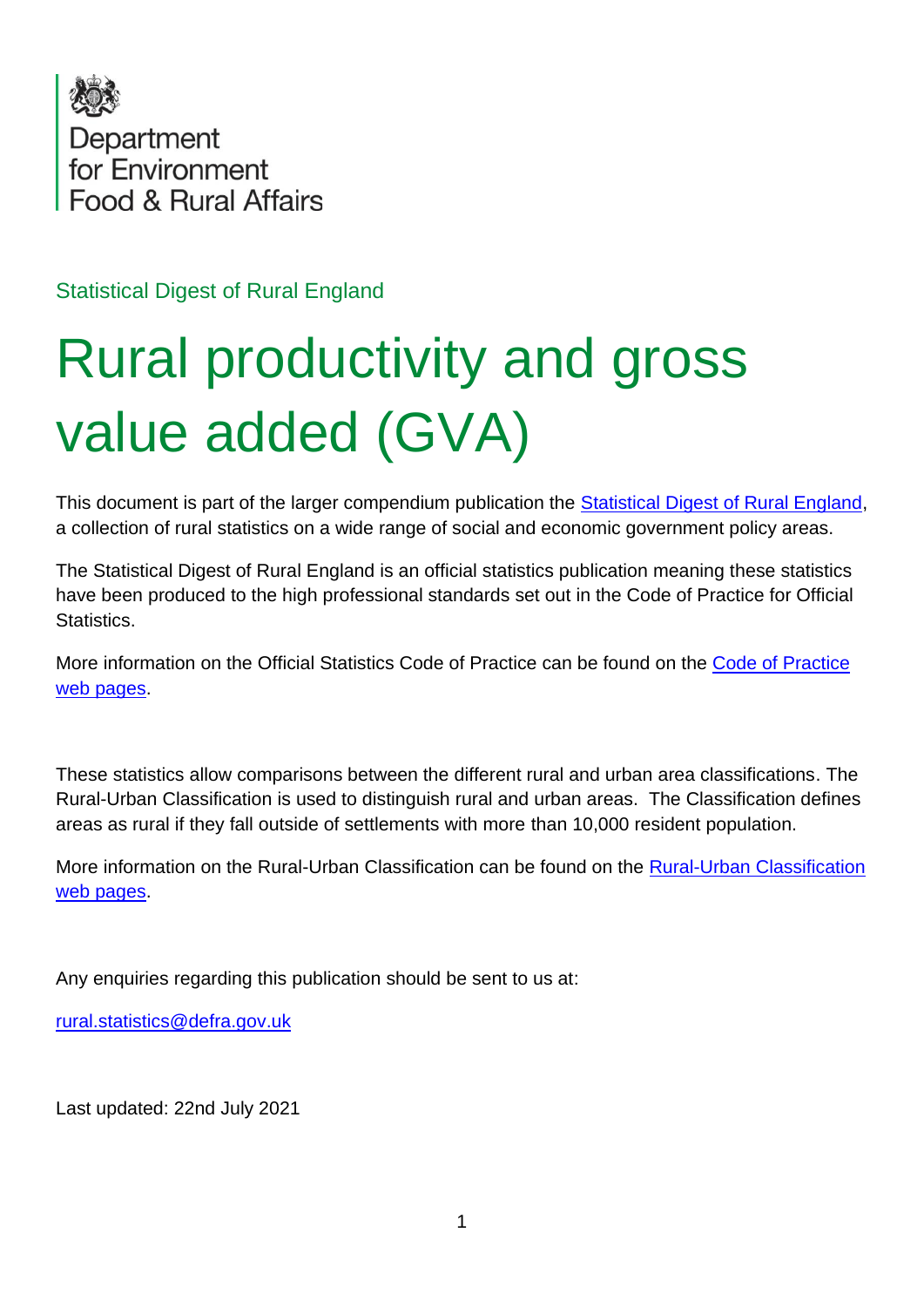Department for Environment Food & Rural Affairs

Statistical Digest of Rural England

# Rural productivity and gross value added (GVA)

This document is part of the larger compendium publication the Statistical Digest of Rural England, a collection of rural statistics on a wide range of social and economic government policy areas.

The Statistical Digest of Rural England is an official statistics publication meaning these statistics have been produced to the high professional standards set out in the Code of Practice for Official Statistics.

More information on the Official Statistics Code of Practice can be found on the Code of Practice web pages.

These statistics allow comparisons between the different rural and urban area classifications. The Rural-Urban Classification is used to distinguish rural and urban areas. The Classification defines areas as rural if they fall outside of settlements with more than 10,000 resident population.

More information on the Rural-Urban Classification can be found on the Rural-Urban Classification web pages.

Any enquiries regarding this publication should be sent to us at:

rural.statistics@defra.gov.uk

Last updated: 22nd July 2021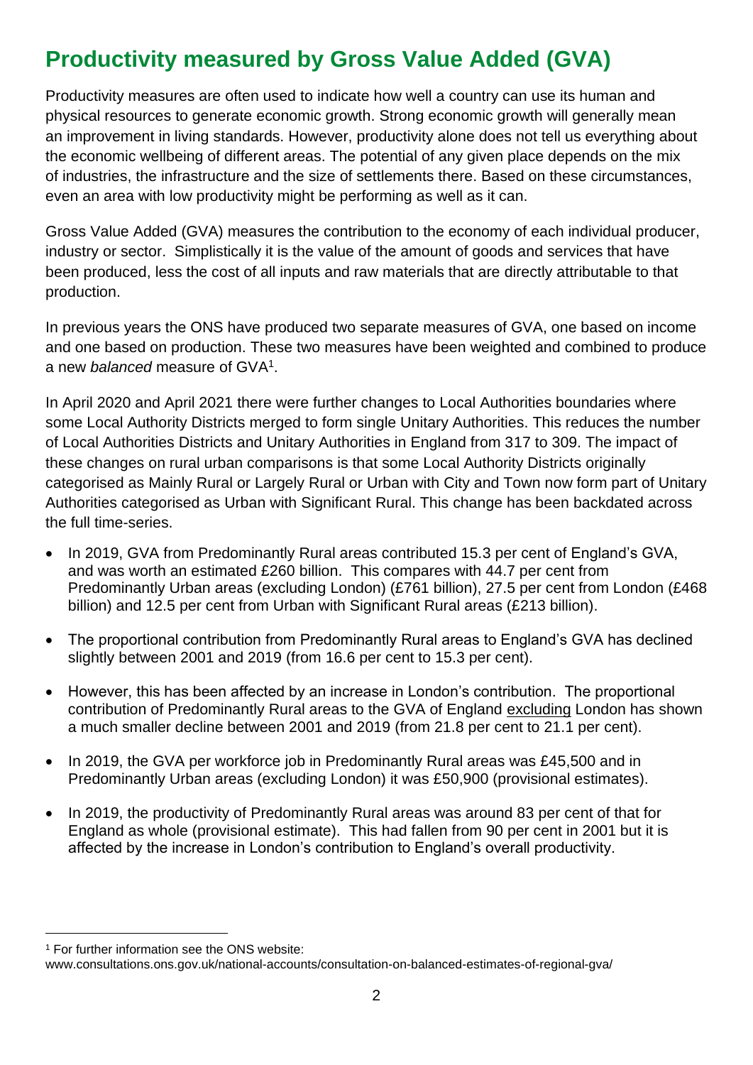# Productivity measured by Gross Value Added (GVA)

Productivity measures are often used to indicate how well a country can use its human and physical resources to generate economic growth. Strong economic growth will generally mean an improvement in living standards. However, productivity alone does not tell us everything about the economic wellbeing of different areas. The potential of any given place depends on the mix of industries, the infrastructure and the size of settlements there. Based on these circumstances, even an area with low productivity might be performing as well as it can.

Gross Value Added (GVA) measures the contribution to the economy of each individual producer, industry or sector. Simplistically it is the value of the amount of goods and services that have been produced, less the cost of all inputs and raw materials that are directly attributable to that production.

In previous years the ONS have produced two separate measures of GVA, one based on income and one based on production. These two measures have been weighted and combined to produce a new *balanced* measure of GVA[1].

In April 2020 and April 2021 there were further changes to Local Authorities boundaries where some Local Authority Districts merged to form single Unitary Authorities. This reduces the number of Local Authorities Districts and Unitary Authorities in England from 317 to 309. The impact of these changes on rural urban comparisons is that some Local Authority Districts originally categorised as Mainly Rural or Largely Rural or Urban with City and Town now form part of Unitary Authorities categorised as Urban with Significant Rural. This change has been backdated across the full time-series.

- In 2019, GVA from Predominantly Rural areas contributed 15.3 per cent of England's GVA, and was worth an estimated £260 billion. This compares with 44.7 per cent from Predominantly Urban areas (excluding London) (£761 billion), 27.5 per cent from London (£468 billion) and 12.5 per cent from Urban with Significant Rural areas (£213 billion).
- The proportional contribution from Predominantly Rural areas to England's GVA has declined slightly between 2001 and 2019 (from 16.6 per cent to 15.3 per cent).
- However, this has been affected by an increase in London's contribution. The proportional contribution of Predominantly Rural areas to the GVA of England excluding London has shown a much smaller decline between 2001 and 2019 (from 21.8 per cent to 21.1 per cent).
- In 2019, the GVA per workforce job in Predominantly Rural areas was £45,500 and in Predominantly Urban areas (excluding London) it was £50,900 (provisional estimates).
- In 2019, the productivity of Predominantly Rural areas was around 83 per cent of that for England as whole (provisional estimate). This had fallen from 90 per cent in 2001 but it is affected by the increase in London's contribution to England's overall productivity.

[1] For further information see the ONS website: www.consultations.ons.gov.uk/national-accounts/consultation-on-balanced-estimates-of-regional-gva/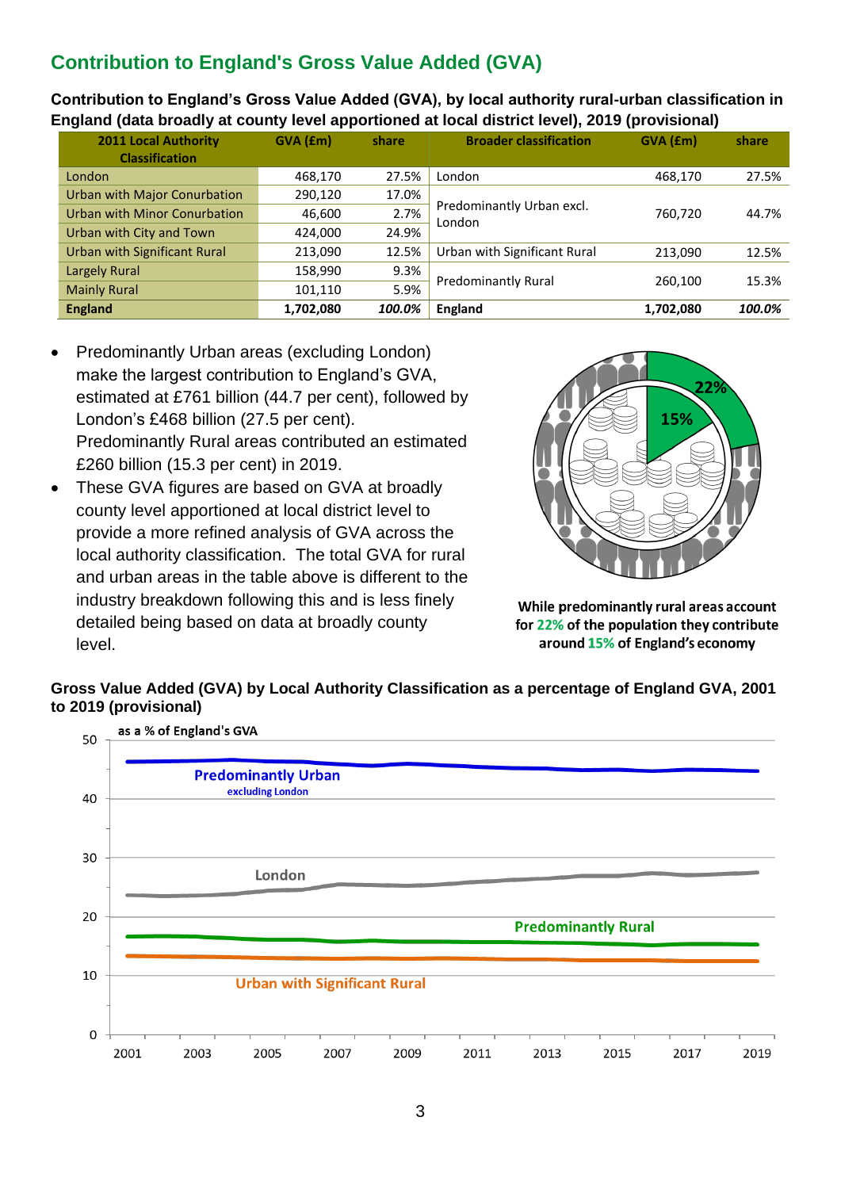## Contribution to England's Gross Value Added (GVA)

**Contribution to England's Gross Value Added (GVA), by local authority rural-urban classification in England (data broadly at county level apportioned at local district level), 2019 (provisional)**

| 2011 Local Authority Classification | GVA (£m) | share | Broader classification | GVA (£m) | share |
|---|---|---|---|---|---|
| London | 468,170 | 27.5% | London | 468,170 | 27.5% |
| Urban with Major Conurbation | 290,120 | 17.0% | Predominantly Urban excl. London | 760,720 | 44.7% |
| Urban with Minor Conurbation | 46,600 | 2.7% | | | |
| Urban with City and Town | 424,000 | 24.9% | | | |
| Urban with Significant Rural | 213,090 | 12.5% | Urban with Significant Rural | 213,090 | 12.5% |
| Largely Rural | 158,990 | 9.3% | Predominantly Rural | 260,100 | 15.3% |
| Mainly Rural | 101,110 | 5.9% | | | |
| **England** | **1,702,080** | ***100.0%*** | **England** | **1,702,080** | ***100.0%*** |

- Predominantly Urban areas (excluding London) make the largest contribution to England's GVA, estimated at £761 billion (44.7 per cent), followed by London's £468 billion (27.5 per cent). Predominantly Rural areas contributed an estimated £260 billion (15.3 per cent) in 2019.
- These GVA figures are based on GVA at broadly county level apportioned at local district level to provide a more refined analysis of GVA across the local authority classification. The total GVA for rural and urban areas in the table above is different to the industry breakdown following this and is less finely detailed being based on data at broadly county level.

22%

15%

**While predominantly rural areas account for 22% of the population they contribute around 15% of England's economy**

**Gross Value Added (GVA) by Local Authority Classification as a percentage of England GVA, 2001 to 2019 (provisional)**

as a % of England's GVA

50
40
30
20
10
0

2001 2003 2005 2007 2009 2011 2013 2015 2017 2019

Predominantly Urban
excluding London

London

Predominantly Rural

Urban with Significant Rural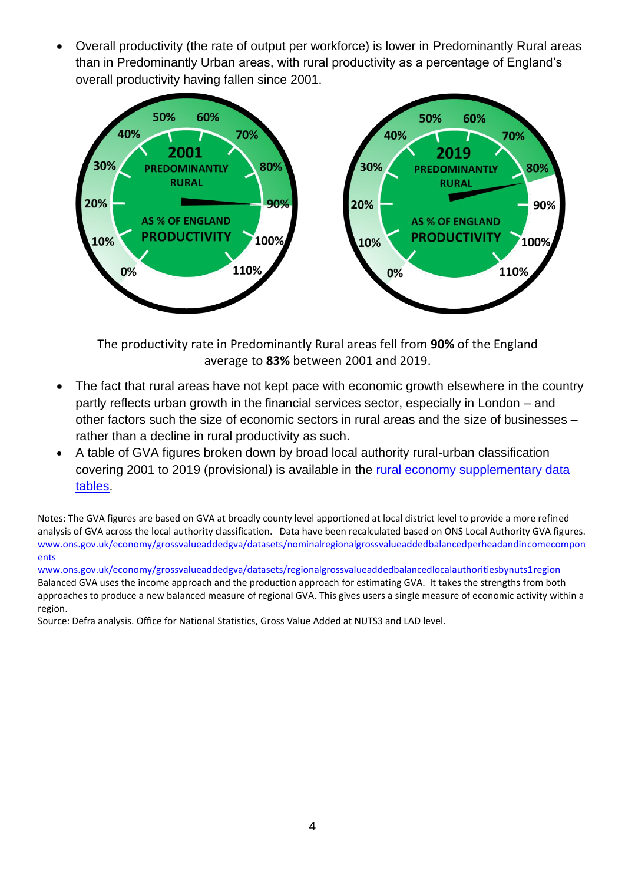- Overall productivity (the rate of output per workforce) is lower in Predominantly Rural areas than in Predominantly Urban areas, with rural productivity as a percentage of England's overall productivity having fallen since 2001.

2001
PREDOMINANTLY RURAL
AS % OF ENGLAND PRODUCTIVITY
0% 10% 20% 30% 40% 50% 60% 70% 80% 90% 100% 110%

2019
PREDOMINANTLY RURAL
AS % OF ENGLAND PRODUCTIVITY
0% 10% 20% 30% 40% 50% 60% 70% 80% 90% 100% 110%

The productivity rate in Predominantly Rural areas fell from **90%** of the England average to **83%** between 2001 and 2019.

- The fact that rural areas have not kept pace with economic growth elsewhere in the country partly reflects urban growth in the financial services sector, especially in London – and other factors such the size of economic sectors in rural areas and the size of businesses – rather than a decline in rural productivity as such.
- A table of GVA figures broken down by broad local authority rural-urban classification covering 2001 to 2019 (provisional) is available in the rural economy supplementary data tables.

Notes: The GVA figures are based on GVA at broadly county level apportioned at local district level to provide a more refined analysis of GVA across the local authority classification. Data have been recalculated based on ONS Local Authority GVA figures.
www.ons.gov.uk/economy/grossvalueaddedgva/datasets/nominalregionalgrossvalueaddedbalancedperheadandincomecomponents
www.ons.gov.uk/economy/grossvalueaddedgva/datasets/regionalgrossvalueaddedbalancedlocalauthoritiesbynuts1region
Balanced GVA uses the income approach and the production approach for estimating GVA. It takes the strengths from both approaches to produce a new balanced measure of regional GVA. This gives users a single measure of economic activity within a region.
Source: Defra analysis. Office for National Statistics, Gross Value Added at NUTS3 and LAD level.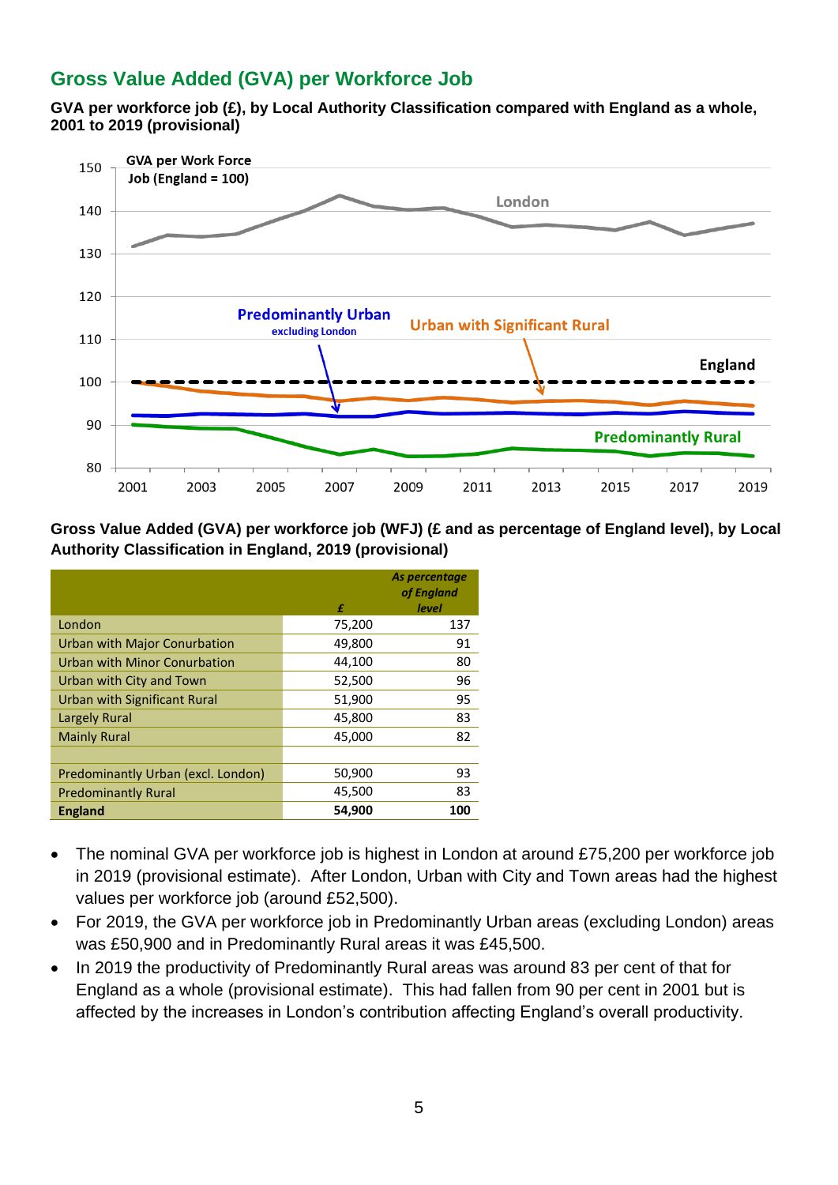## Gross Value Added (GVA) per Workforce Job

**GVA per workforce job (£), by Local Authority Classification compared with England as a whole, 2001 to 2019 (provisional)**

GVA per Work Force Job (England = 100)

150
140
130
120
110
100
90
80

2001 2003 2005 2007 2009 2011 2013 2015 2017 2019

London

Predominantly Urban excluding London

Urban with Significant Rural

England

Predominantly Rural

**Gross Value Added (GVA) per workforce job (WFJ) (£ and as percentage of England level), by Local Authority Classification in England, 2019 (provisional)**

| | *£* | *As percentage of England level* |
|---|---|---|
| London | 75,200 | 137 |
| Urban with Major Conurbation | 49,800 | 91 |
| Urban with Minor Conurbation | 44,100 | 80 |
| Urban with City and Town | 52,500 | 96 |
| Urban with Significant Rural | 51,900 | 95 |
| Largely Rural | 45,800 | 83 |
| Mainly Rural | 45,000 | 82 |
| | | |
| Predominantly Urban (excl. London) | 50,900 | 93 |
| Predominantly Rural | 45,500 | 83 |
| **England** | **54,900** | **100** |

- The nominal GVA per workforce job is highest in London at around £75,200 per workforce job in 2019 (provisional estimate). After London, Urban with City and Town areas had the highest values per workforce job (around £52,500).
- For 2019, the GVA per workforce job in Predominantly Urban areas (excluding London) areas was £50,900 and in Predominantly Rural areas it was £45,500.
- In 2019 the productivity of Predominantly Rural areas was around 83 per cent of that for England as a whole (provisional estimate). This had fallen from 90 per cent in 2001 but is affected by the increases in London's contribution affecting England's overall productivity.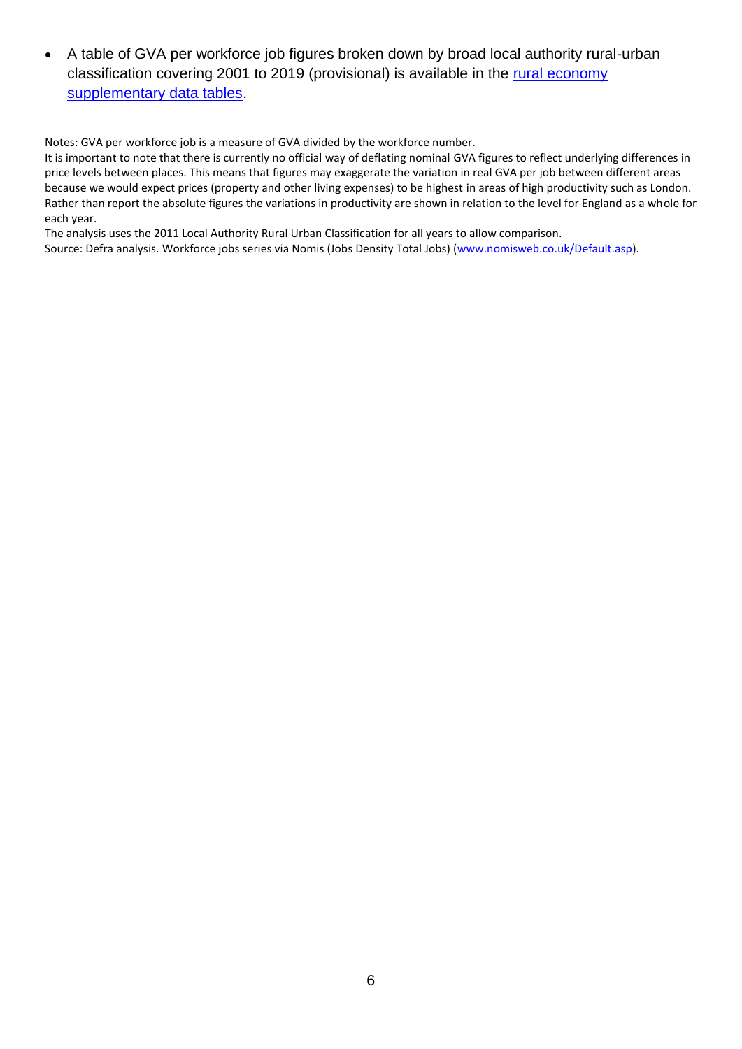- A table of GVA per workforce job figures broken down by broad local authority rural-urban classification covering 2001 to 2019 (provisional) is available in the [rural economy supplementary data tables](rural economy supplementary data tables).

Notes: GVA per workforce job is a measure of GVA divided by the workforce number.
It is important to note that there is currently no official way of deflating nominal GVA figures to reflect underlying differences in price levels between places. This means that figures may exaggerate the variation in real GVA per job between different areas because we would expect prices (property and other living expenses) to be highest in areas of high productivity such as London. Rather than report the absolute figures the variations in productivity are shown in relation to the level for England as a whole for each year.
The analysis uses the 2011 Local Authority Rural Urban Classification for all years to allow comparison.
Source: Defra analysis. Workforce jobs series via Nomis (Jobs Density Total Jobs) ([www.nomisweb.co.uk/Default.asp](www.nomisweb.co.uk/Default.asp)).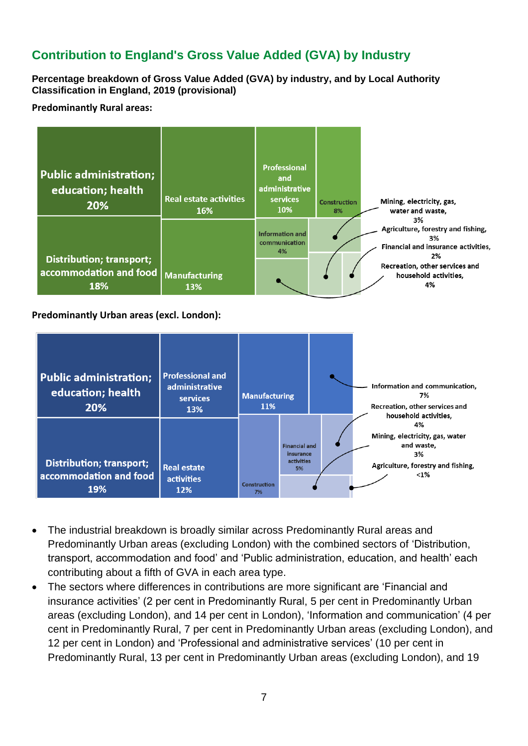## Contribution to England's Gross Value Added (GVA) by Industry

**Percentage breakdown of Gross Value Added (GVA) by industry, and by Local Authority Classification in England, 2019 (provisional)**

**Predominantly Rural areas:**

Public administration; education; health 20%
Real estate activities 16%
Professional and administrative services 10%
Construction 8%
Distribution; transport; accommodation and food 18%
Manufacturing 13%
Information and communication 4%
Mining, electricity, gas, water and waste, 3%
Agriculture, forestry and fishing, 3%
Financial and insurance activities, 2%
Recreation, other services and household activities, 4%

**Predominantly Urban areas (excl. London):**

Public administration; education; health 20%
Professional and administrative services 13%
Manufacturing 11%
Distribution; transport; accommodation and food 19%
Real estate activities 12%
Construction 7%
Financial and insurance activities 5%
Information and communication, 7%
Recreation, other services and household activities, 4%
Mining, electricity, gas, water and waste, 3%
Agriculture, forestry and fishing, <1%

- The industrial breakdown is broadly similar across Predominantly Rural areas and Predominantly Urban areas (excluding London) with the combined sectors of 'Distribution, transport, accommodation and food' and 'Public administration, education, and health' each contributing about a fifth of GVA in each area type.
- The sectors where differences in contributions are more significant are 'Financial and insurance activities' (2 per cent in Predominantly Rural, 5 per cent in Predominantly Urban areas (excluding London), and 14 per cent in London), 'Information and communication' (4 per cent in Predominantly Rural, 7 per cent in Predominantly Urban areas (excluding London), and 12 per cent in London) and 'Professional and administrative services' (10 per cent in Predominantly Rural, 13 per cent in Predominantly Urban areas (excluding London), and 19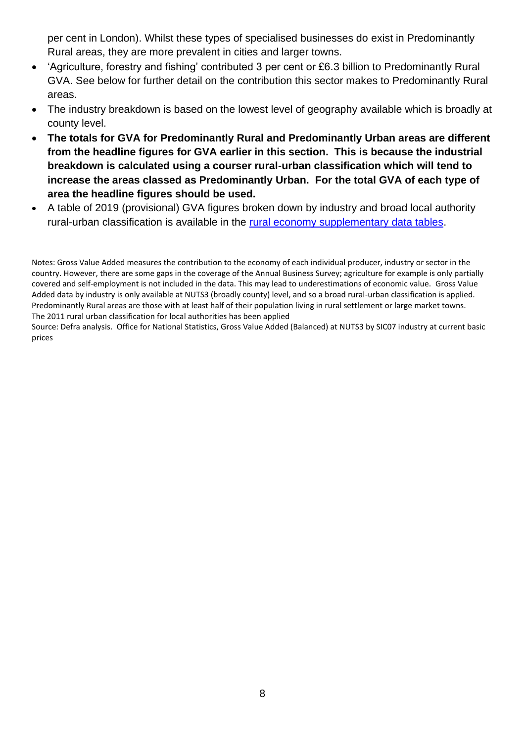per cent in London). Whilst these types of specialised businesses do exist in Predominantly Rural areas, they are more prevalent in cities and larger towns.

- 'Agriculture, forestry and fishing' contributed 3 per cent or £6.3 billion to Predominantly Rural GVA. See below for further detail on the contribution this sector makes to Predominantly Rural areas.
- The industry breakdown is based on the lowest level of geography available which is broadly at county level.
- **The totals for GVA for Predominantly Rural and Predominantly Urban areas are different from the headline figures for GVA earlier in this section. This is because the industrial breakdown is calculated using a courser rural-urban classification which will tend to increase the areas classed as Predominantly Urban. For the total GVA of each type of area the headline figures should be used.**
- A table of 2019 (provisional) GVA figures broken down by industry and broad local authority rural-urban classification is available in the [rural economy supplementary data tables](#).

Notes: Gross Value Added measures the contribution to the economy of each individual producer, industry or sector in the country. However, there are some gaps in the coverage of the Annual Business Survey; agriculture for example is only partially covered and self-employment is not included in the data. This may lead to underestimations of economic value. Gross Value Added data by industry is only available at NUTS3 (broadly county) level, and so a broad rural-urban classification is applied. Predominantly Rural areas are those with at least half of their population living in rural settlement or large market towns. The 2011 rural urban classification for local authorities has been applied

Source: Defra analysis. Office for National Statistics, Gross Value Added (Balanced) at NUTS3 by SIC07 industry at current basic prices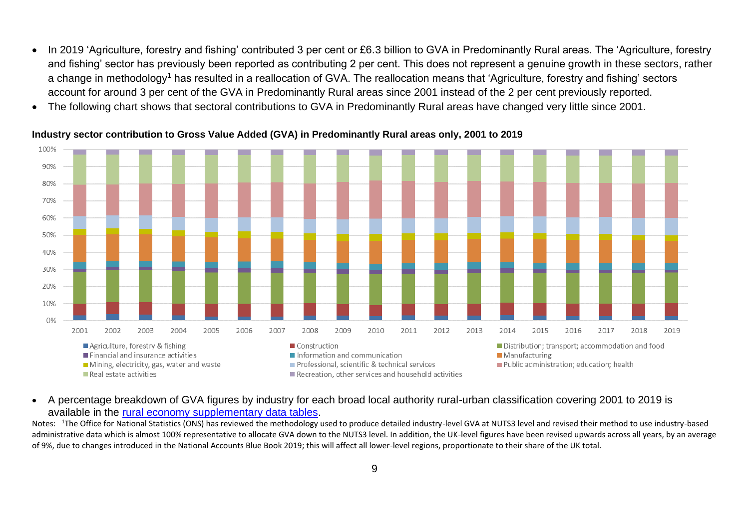- In 2019 'Agriculture, forestry and fishing' contributed 3 per cent or £6.3 billion to GVA in Predominantly Rural areas. The 'Agriculture, forestry and fishing' sector has previously been reported as contributing 2 per cent. This does not represent a genuine growth in these sectors, rather a change in methodology[1] has resulted in a reallocation of GVA. The reallocation means that 'Agriculture, forestry and fishing' sectors account for around 3 per cent of the GVA in Predominantly Rural areas since 2001 instead of the 2 per cent previously reported.
- The following chart shows that sectoral contributions to GVA in Predominantly Rural areas have changed very little since 2001.

**Industry sector contribution to Gross Value Added (GVA) in Predominantly Rural areas only, 2001 to 2019**

100%
90%
80%
70%
60%
50%
40%
30%
20%
10%
0%

2001 2002 2003 2004 2005 2006 2007 2008 2009 2010 2011 2012 2013 2014 2015 2016 2017 2018 2019

Agriculture, forestry & fishing
Construction
Distribution; transport; accommodation and food
Financial and insurance activities
Information and communication
Manufacturing
Mining, electricity, gas, water and waste
Professional, scientific & technical services
Public administration; education; health
Real estate activities
Recreation, other services and household activities

- A percentage breakdown of GVA figures by industry for each broad local authority rural-urban classification covering 2001 to 2019 is available in the [rural economy supplementary data tables](#).

Notes: [1]The Office for National Statistics (ONS) has reviewed the methodology used to produce detailed industry-level GVA at NUTS3 level and revised their method to use industry-based administrative data which is almost 100% representative to allocate GVA down to the NUTS3 level. In addition, the UK-level figures have been revised upwards across all years, by an average of 9%, due to changes introduced in the National Accounts Blue Book 2019; this will affect all lower-level regions, proportionate to their share of the UK total.